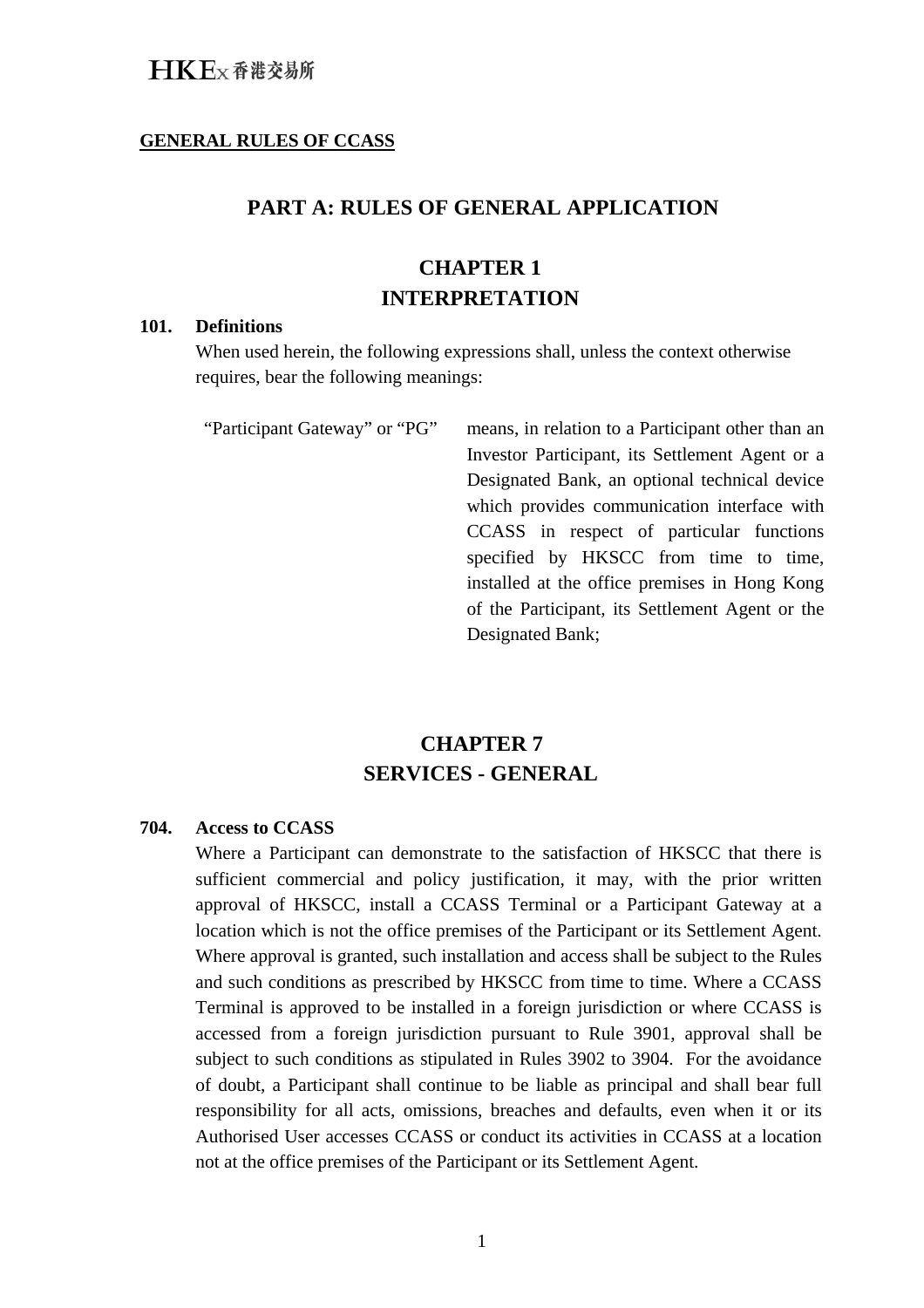**GENERAL RULES OF CCASS**

# PART A: RULES OF GENERAL APPLICATION

## CHAPTER 1
## INTERPRETATION

**101. Definitions**

When used herein, the following expressions shall, unless the context otherwise requires, bear the following meanings:

| | |
|---|---|
| "Participant Gateway" or "PG" | means, in relation to a Participant other than an Investor Participant, its Settlement Agent or a Designated Bank, an optional technical device which provides communication interface with CCASS in respect of particular functions specified by HKSCC from time to time, installed at the office premises in Hong Kong of the Participant, its Settlement Agent or the Designated Bank; |

## CHAPTER 7
## SERVICES - GENERAL

**704. Access to CCASS**

Where a Participant can demonstrate to the satisfaction of HKSCC that there is sufficient commercial and policy justification, it may, with the prior written approval of HKSCC, install a CCASS Terminal or a Participant Gateway at a location which is not the office premises of the Participant or its Settlement Agent. Where approval is granted, such installation and access shall be subject to the Rules and such conditions as prescribed by HKSCC from time to time. Where a CCASS Terminal is approved to be installed in a foreign jurisdiction or where CCASS is accessed from a foreign jurisdiction pursuant to Rule 3901, approval shall be subject to such conditions as stipulated in Rules 3902 to 3904. For the avoidance of doubt, a Participant shall continue to be liable as principal and shall bear full responsibility for all acts, omissions, breaches and defaults, even when it or its Authorised User accesses CCASS or conduct its activities in CCASS at a location not at the office premises of the Participant or its Settlement Agent.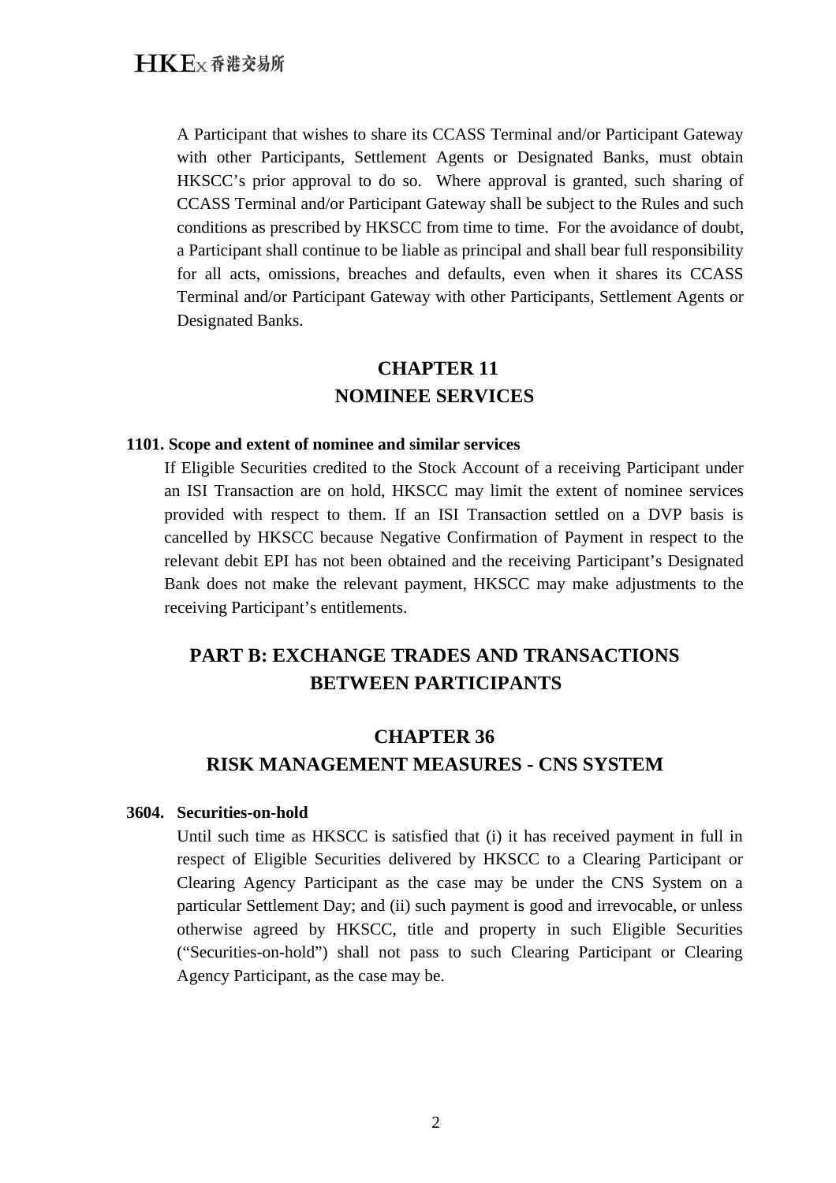A Participant that wishes to share its CCASS Terminal and/or Participant Gateway with other Participants, Settlement Agents or Designated Banks, must obtain HKSCC's prior approval to do so. Where approval is granted, such sharing of CCASS Terminal and/or Participant Gateway shall be subject to the Rules and such conditions as prescribed by HKSCC from time to time. For the avoidance of doubt, a Participant shall continue to be liable as principal and shall bear full responsibility for all acts, omissions, breaches and defaults, even when it shares its CCASS Terminal and/or Participant Gateway with other Participants, Settlement Agents or Designated Banks.

## CHAPTER 11
## NOMINEE SERVICES

**1101. Scope and extent of nominee and similar services**

If Eligible Securities credited to the Stock Account of a receiving Participant under an ISI Transaction are on hold, HKSCC may limit the extent of nominee services provided with respect to them. If an ISI Transaction settled on a DVP basis is cancelled by HKSCC because Negative Confirmation of Payment in respect to the relevant debit EPI has not been obtained and the receiving Participant's Designated Bank does not make the relevant payment, HKSCC may make adjustments to the receiving Participant's entitlements.

# PART B: EXCHANGE TRADES AND TRANSACTIONS BETWEEN PARTICIPANTS

## CHAPTER 36
## RISK MANAGEMENT MEASURES - CNS SYSTEM

**3604. Securities-on-hold**

Until such time as HKSCC is satisfied that (i) it has received payment in full in respect of Eligible Securities delivered by HKSCC to a Clearing Participant or Clearing Agency Participant as the case may be under the CNS System on a particular Settlement Day; and (ii) such payment is good and irrevocable, or unless otherwise agreed by HKSCC, title and property in such Eligible Securities ("Securities-on-hold") shall not pass to such Clearing Participant or Clearing Agency Participant, as the case may be.